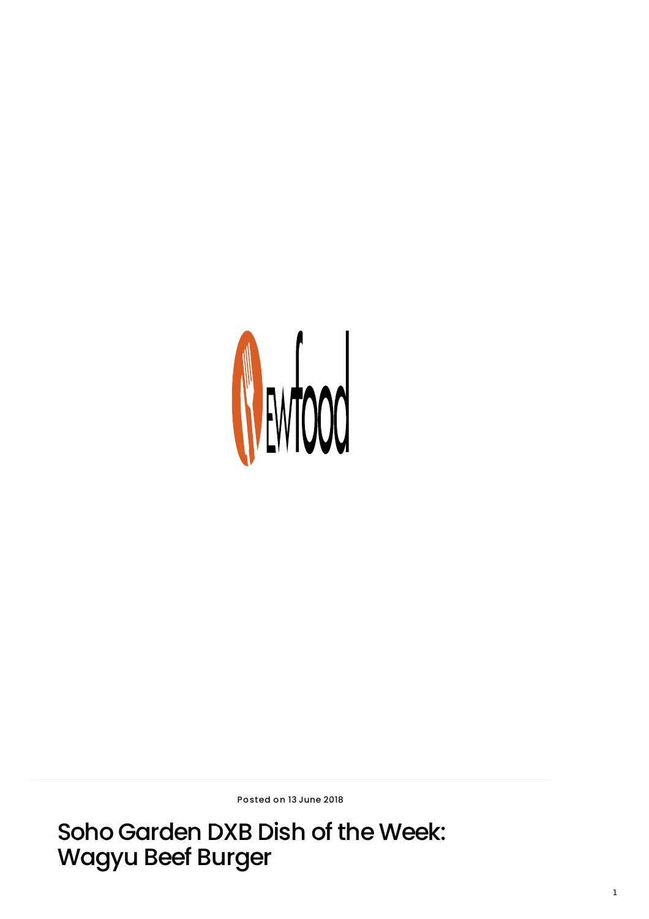Posted on 13 June 2018

# Soho Garden DXB Dish of the Week: Wagyu Beef Burger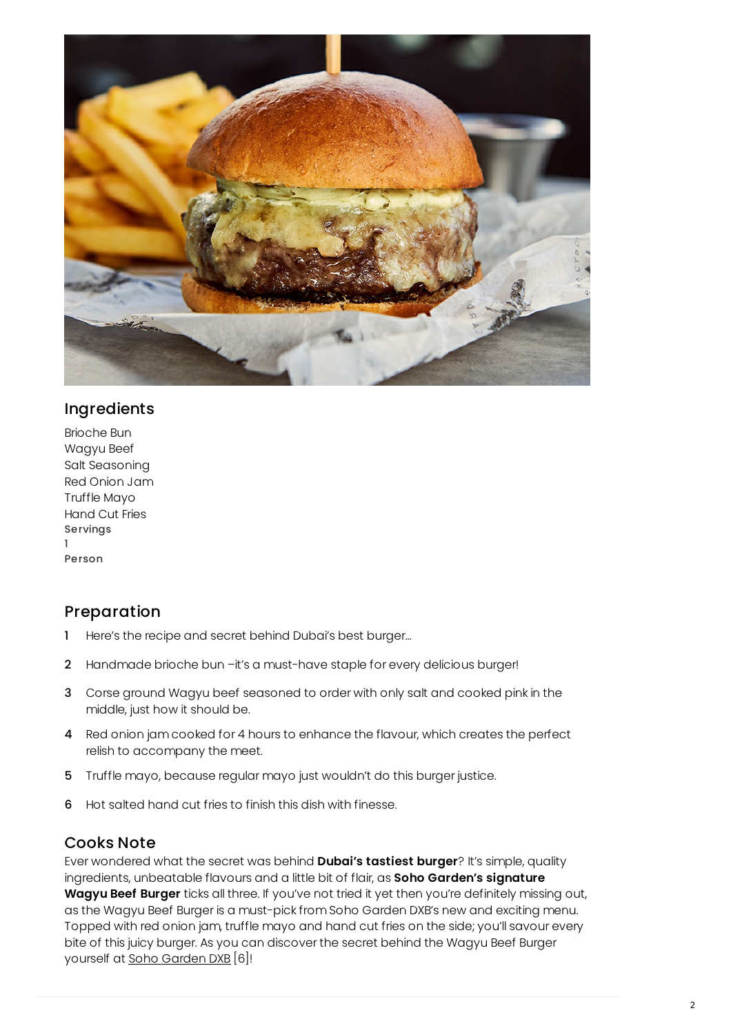## Ingredients

Brioche Bun
Wagyu Beef
Salt Seasoning
Red Onion Jam
Truffle Mayo
Hand Cut Fries

**Servings**
1
**Person**

## Preparation

1. Here's the recipe and secret behind Dubai's best burger...
2. Handmade brioche bun –it's a must-have staple for every delicious burger!
3. Corse ground Wagyu beef seasoned to order with only salt and cooked pink in the middle, just how it should be.
4. Red onion jam cooked for 4 hours to enhance the flavour, which creates the perfect relish to accompany the meet.
5. Truffle mayo, because regular mayo just wouldn't do this burger justice.
6. Hot salted hand cut fries to finish this dish with finesse.

## Cooks Note

Ever wondered what the secret was behind **Dubai's tastiest burger**? It's simple, quality ingredients, unbeatable flavours and a little bit of flair, as **Soho Garden's signature Wagyu Beef Burger** ticks all three. If you've not tried it yet then you're definitely missing out, as the Wagyu Beef Burger is a must-pick from Soho Garden DXB's new and exciting menu. Topped with red onion jam, truffle mayo and hand cut fries on the side; you'll savour every bite of this juicy burger. As you can discover the secret behind the Wagyu Beef Burger yourself at Soho Garden DXB [6]!